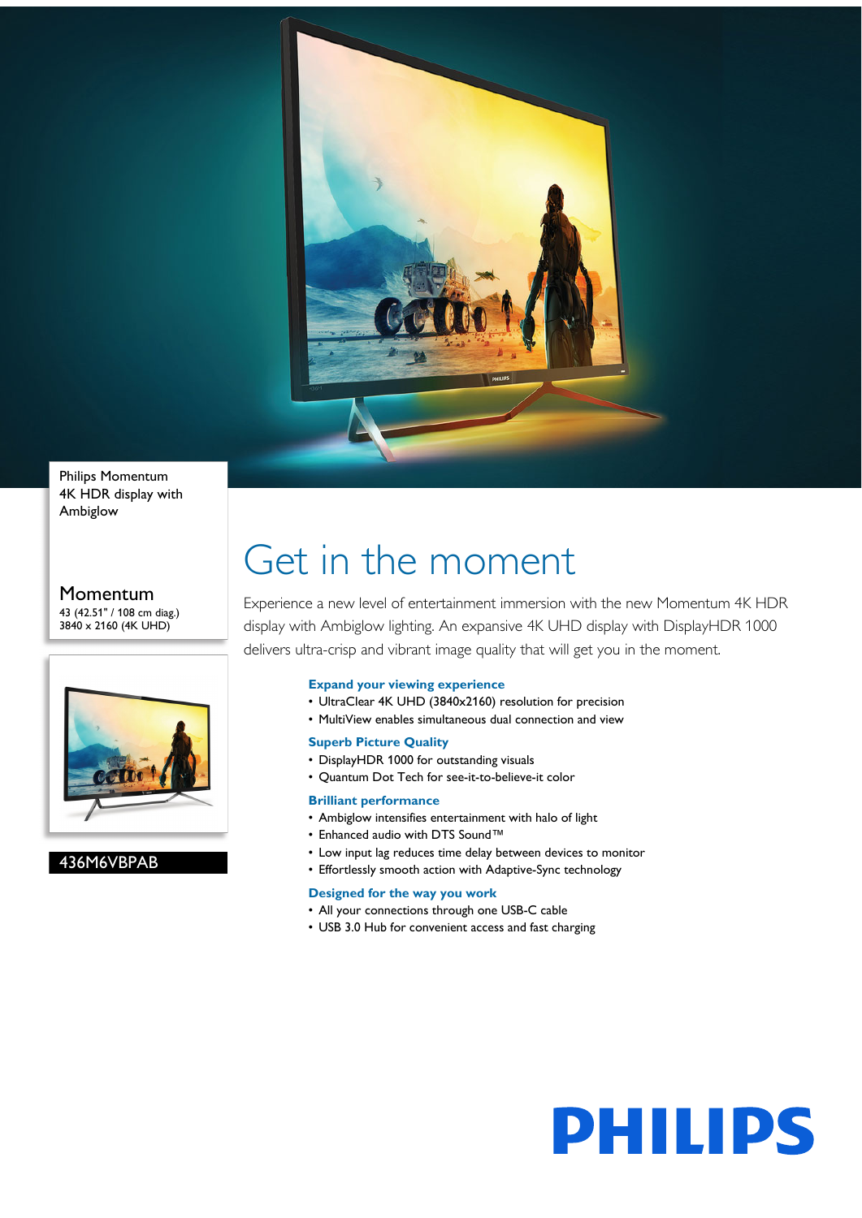Philips Momentum
4K HDR display with Ambiglow

## Momentum

43 (42.51" / 108 cm diag.)
3840 x 2160 (4K UHD)

436M6VBPAB

# Get in the moment

Experience a new level of entertainment immersion with the new Momentum 4K HDR display with Ambiglow lighting. An expansive 4K UHD display with DisplayHDR 1000 delivers ultra-crisp and vibrant image quality that will get you in the moment.

### Expand your viewing experience

- UltraClear 4K UHD (3840x2160) resolution for precision
- MultiView enables simultaneous dual connection and view

### Superb Picture Quality

- DisplayHDR 1000 for outstanding visuals
- Quantum Dot Tech for see-it-to-believe-it color

### Brilliant performance

- Ambiglow intensifies entertainment with halo of light
- Enhanced audio with DTS Sound™
- Low input lag reduces time delay between devices to monitor
- Effortlessly smooth action with Adaptive-Sync technology

### Designed for the way you work

- All your connections through one USB-C cable
- USB 3.0 Hub for convenient access and fast charging

PHILIPS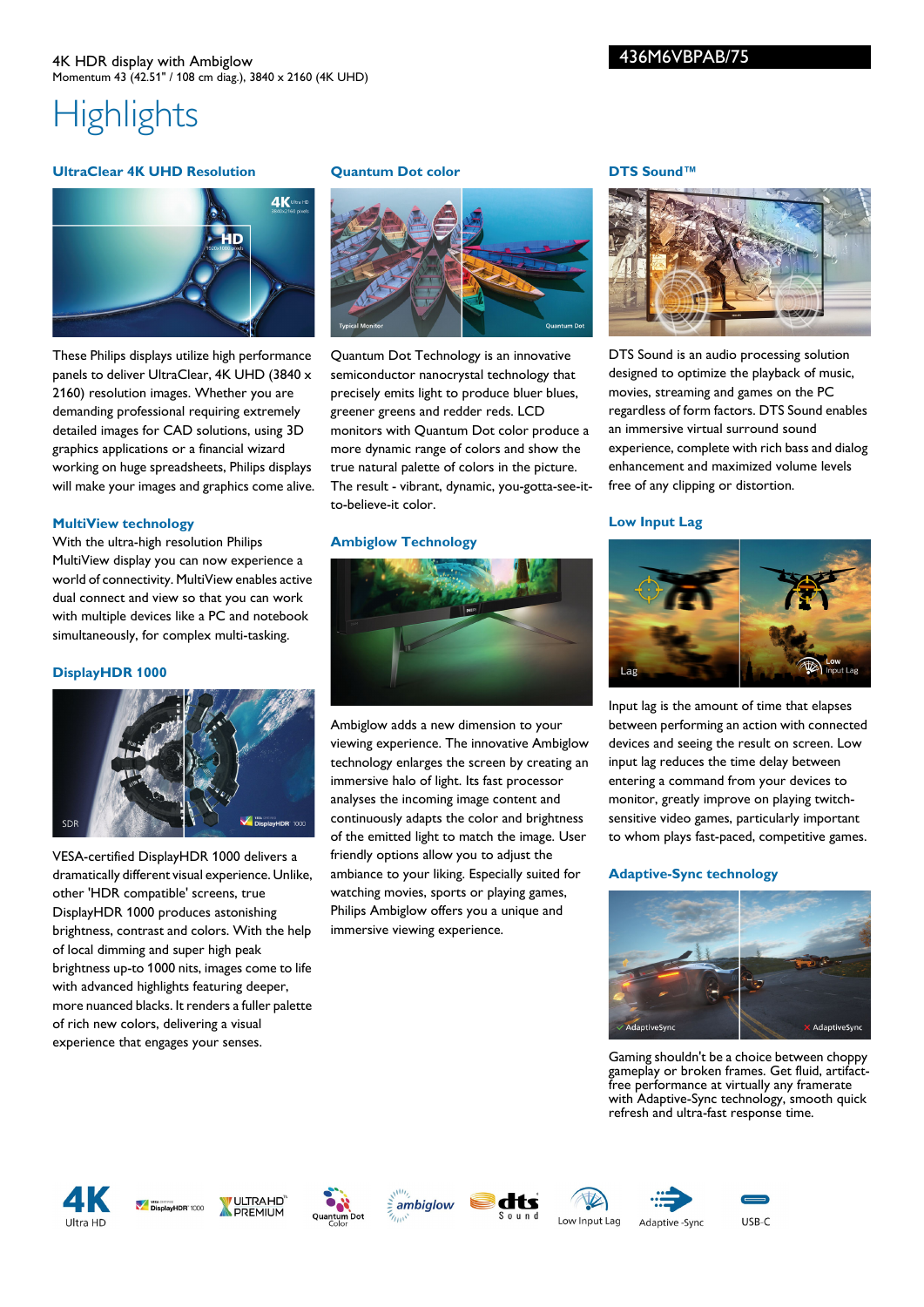4K HDR display with Ambiglow

Momentum 43 (42.51" / 108 cm diag.), 3840 x 2160 (4K UHD)

436M6VBPAB/75

# Highlights

### UltraClear 4K UHD Resolution

These Philips displays utilize high performance panels to deliver UltraClear, 4K UHD (3840 x 2160) resolution images. Whether you are demanding professional requiring extremely detailed images for CAD solutions, using 3D graphics applications or a financial wizard working on huge spreadsheets, Philips displays will make your images and graphics come alive.

### MultiView technology

With the ultra-high resolution Philips MultiView display you can now experience a world of connectivity. MultiView enables active dual connect and view so that you can work with multiple devices like a PC and notebook simultaneously, for complex multi-tasking.

### DisplayHDR 1000

VESA-certified DisplayHDR 1000 delivers a dramatically different visual experience. Unlike, other 'HDR compatible' screens, true DisplayHDR 1000 produces astonishing brightness, contrast and colors. With the help of local dimming and super high peak brightness up-to 1000 nits, images come to life with advanced highlights featuring deeper, more nuanced blacks. It renders a fuller palette of rich new colors, delivering a visual experience that engages your senses.

### Quantum Dot color

Quantum Dot Technology is an innovative semiconductor nanocrystal technology that precisely emits light to produce bluer blues, greener greens and redder reds. LCD monitors with Quantum Dot color produce a more dynamic range of colors and show the true natural palette of colors in the picture. The result - vibrant, dynamic, you-gotta-see-it-to-believe-it color.

### Ambiglow Technology

Ambiglow adds a new dimension to your viewing experience. The innovative Ambiglow technology enlarges the screen by creating an immersive halo of light. Its fast processor analyses the incoming image content and continuously adapts the color and brightness of the emitted light to match the image. User friendly options allow you to adjust the ambiance to your liking. Especially suited for watching movies, sports or playing games, Philips Ambiglow offers you a unique and immersive viewing experience.

### DTS Sound™

DTS Sound is an audio processing solution designed to optimize the playback of music, movies, streaming and games on the PC regardless of form factors. DTS Sound enables an immersive virtual surround sound experience, complete with rich bass and dialog enhancement and maximized volume levels free of any clipping or distortion.

### Low Input Lag

Input lag is the amount of time that elapses between performing an action with connected devices and seeing the result on screen. Low input lag reduces the time delay between entering a command from your devices to monitor, greatly improve on playing twitch-sensitive video games, particularly important to whom plays fast-paced, competitive games.

### Adaptive-Sync technology

Gaming shouldn't be a choice between choppy gameplay or broken frames. Get fluid, artifact-free performance at virtually any framerate with Adaptive-Sync technology, smooth quick refresh and ultra-fast response time.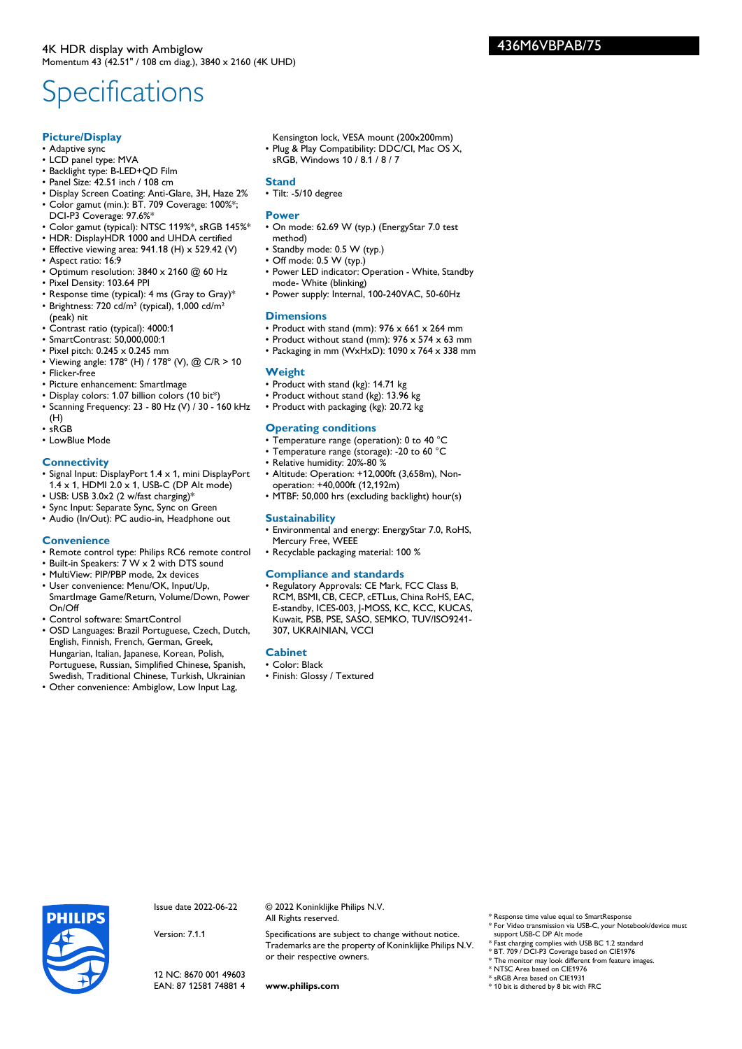436M6VBPAB/75

4K HDR display with Ambiglow
Momentum 43 (42.51" / 108 cm diag.), 3840 x 2160 (4K UHD)

# Specifications

### Picture/Display

- Adaptive sync
- LCD panel type: MVA
- Backlight type: B-LED+QD Film
- Panel Size: 42.51 inch / 108 cm
- Display Screen Coating: Anti-Glare, 3H, Haze 2%
- Color gamut (min.): BT. 709 Coverage: 100%*; DCI-P3 Coverage: 97.6%*
- Color gamut (typical): NTSC 119%*, sRGB 145%*
- HDR: DisplayHDR 1000 and UHDA certified
- Effective viewing area: 941.18 (H) x 529.42 (V)
- Aspect ratio: 16:9
- Optimum resolution: 3840 x 2160 @ 60 Hz
- Pixel Density: 103.64 PPI
- Response time (typical): 4 ms (Gray to Gray)*
- Brightness: 720 cd/m² (typical), 1,000 cd/m² (peak) nit
- Contrast ratio (typical): 4000:1
- SmartContrast: 50,000,000:1
- Pixel pitch: 0.245 x 0.245 mm
- Viewing angle: 178º (H) / 178º (V), @ C/R > 10
- Flicker-free
- Picture enhancement: SmartImage
- Display colors: 1.07 billion colors (10 bit*)
- Scanning Frequency: 23 - 80 Hz (V) / 30 - 160 kHz (H)
- sRGB
- LowBlue Mode

### Connectivity

- Signal Input: DisplayPort 1.4 x 1, mini DisplayPort 1.4 x 1, HDMI 2.0 x 1, USB-C (DP Alt mode)
- USB: USB 3.0x2 (2 w/fast charging)*
- Sync Input: Separate Sync, Sync on Green
- Audio (In/Out): PC audio-in, Headphone out

### Convenience

- Remote control type: Philips RC6 remote control
- Built-in Speakers: 7 W x 2 with DTS sound
- MultiView: PIP/PBP mode, 2x devices
- User convenience: Menu/OK, Input/Up, SmartImage Game/Return, Volume/Down, Power On/Off
- Control software: SmartControl
- OSD Languages: Brazil Portuguese, Czech, Dutch, English, Finnish, French, German, Greek, Hungarian, Italian, Japanese, Korean, Polish, Portuguese, Russian, Simplified Chinese, Spanish, Swedish, Traditional Chinese, Turkish, Ukrainian
- Other convenience: Ambiglow, Low Input Lag, Kensington lock, VESA mount (200x200mm)
- Plug & Play Compatibility: DDC/CI, Mac OS X, sRGB, Windows 10 / 8.1 / 8 / 7

### Stand

- Tilt: -5/10 degree

### Power

- On mode: 62.69 W (typ.) (EnergyStar 7.0 test method)
- Standby mode: 0.5 W (typ.)
- Off mode: 0.5 W (typ.)
- Power LED indicator: Operation - White, Standby mode- White (blinking)
- Power supply: Internal, 100-240VAC, 50-60Hz

### Dimensions

- Product with stand (mm): 976 x 661 x 264 mm
- Product without stand (mm): 976 x 574 x 63 mm
- Packaging in mm (WxHxD): 1090 x 764 x 338 mm

### Weight

- Product with stand (kg): 14.71 kg
- Product without stand (kg): 13.96 kg
- Product with packaging (kg): 20.72 kg

### Operating conditions

- Temperature range (operation): 0 to 40 °C
- Temperature range (storage): -20 to 60 °C
- Relative humidity: 20%-80 %
- Altitude: Operation: +12,000ft (3,658m), Non-operation: +40,000ft (12,192m)
- MTBF: 50,000 hrs (excluding backlight) hour(s)

### Sustainability

- Environmental and energy: EnergyStar 7.0, RoHS, Mercury Free, WEEE
- Recyclable packaging material: 100 %

### Compliance and standards

- Regulatory Approvals: CE Mark, FCC Class B, RCM, BSMI, CB, CECP, cETLus, China RoHS, EAC, E-standby, ICES-003, J-MOSS, KC, KCC, KUCAS, Kuwait, PSB, PSE, SASO, SEMKO, TUV/ISO9241-307, UKRAINIAN, VCCI

### Cabinet

- Color: Black
- Finish: Glossy / Textured

Issue date 2022-06-22

Version: 7.1.1

12 NC: 8670 001 49603
EAN: 87 12581 74881 4

© 2022 Koninklijke Philips N.V.
All Rights reserved.

Specifications are subject to change without notice. Trademarks are the property of Koninklijke Philips N.V. or their respective owners.

www.philips.com

\* Response time value equal to SmartResponse
\* For Video transmission via USB-C, your Notebook/device must support USB-C DP Alt mode
\* Fast charging complies with USB BC 1.2 standard
\* BT. 709 / DCI-P3 Coverage based on CIE1976
\* The monitor may look different from feature images.
\* NTSC Area based on CIE1976
\* sRGB Area based on CIE1931
\* 10 bit is dithered by 8 bit with FRC